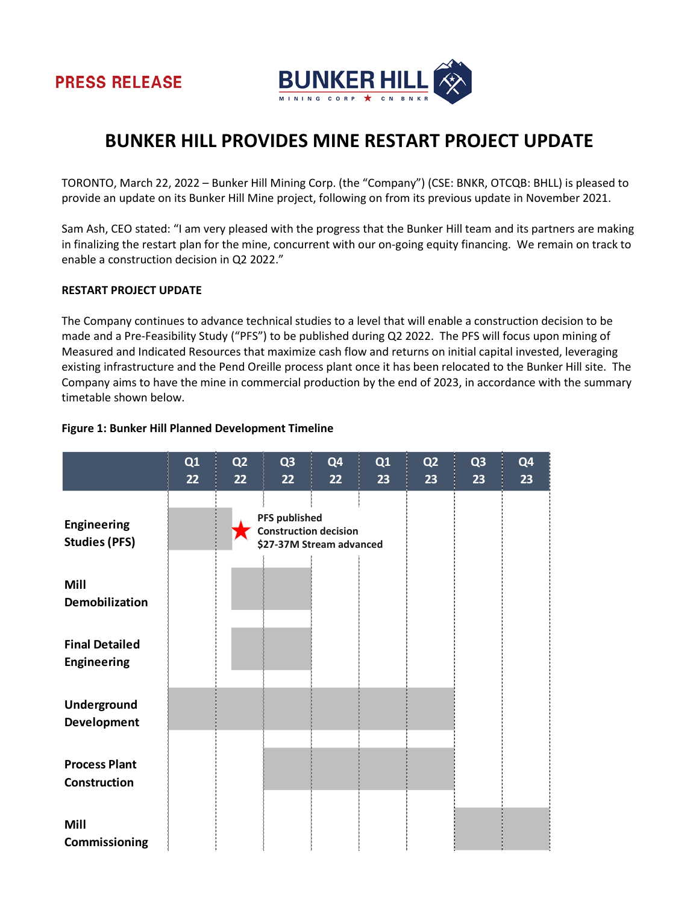PRESS RELEASE

# BUNKER HILL PROVIDES MINE RESTART PROJECT UPDATE

TORONTO, March 22, 2022 – Bunker Hill Mining Corp. (the "Company") (CSE: BNKR, OTCQB: BHLL) is pleased to provide an update on its Bunker Hill Mine project, following on from its previous update in November 2021.

Sam Ash, CEO stated: "I am very pleased with the progress that the Bunker Hill team and its partners are making in finalizing the restart plan for the mine, concurrent with our on-going equity financing. We remain on track to enable a construction decision in Q2 2022."

**RESTART PROJECT UPDATE**

The Company continues to advance technical studies to a level that will enable a construction decision to be made and a Pre-Feasibility Study ("PFS") to be published during Q2 2022. The PFS will focus upon mining of Measured and Indicated Resources that maximize cash flow and returns on initial capital invested, leveraging existing infrastructure and the Pend Oreille process plant once it has been relocated to the Bunker Hill site. The Company aims to have the mine in commercial production by the end of 2023, in accordance with the summary timetable shown below.

**Figure 1: Bunker Hill Planned Development Timeline**

| | Q1 22 | Q2 22 | Q3 22 | Q4 22 | Q1 23 | Q2 23 | Q3 23 | Q4 23 |
|---|---|---|---|---|---|---|---|---|
| Engineering Studies (PFS) | ■ | ★ PFS published, Construction decision, $27-37M Stream advanced | | | | | | |
| Mill Demobilization | | ■ | ■ | | | | | |
| Final Detailed Engineering | | ■ | ■ | | | | | |
| Underground Development | ■ | ■ | ■ | ■ | ■ | ■ | | |
| Process Plant Construction | | | ■ | ■ | ■ | ■ | | |
| Mill Commissioning | | | | | | | ■ | ■ |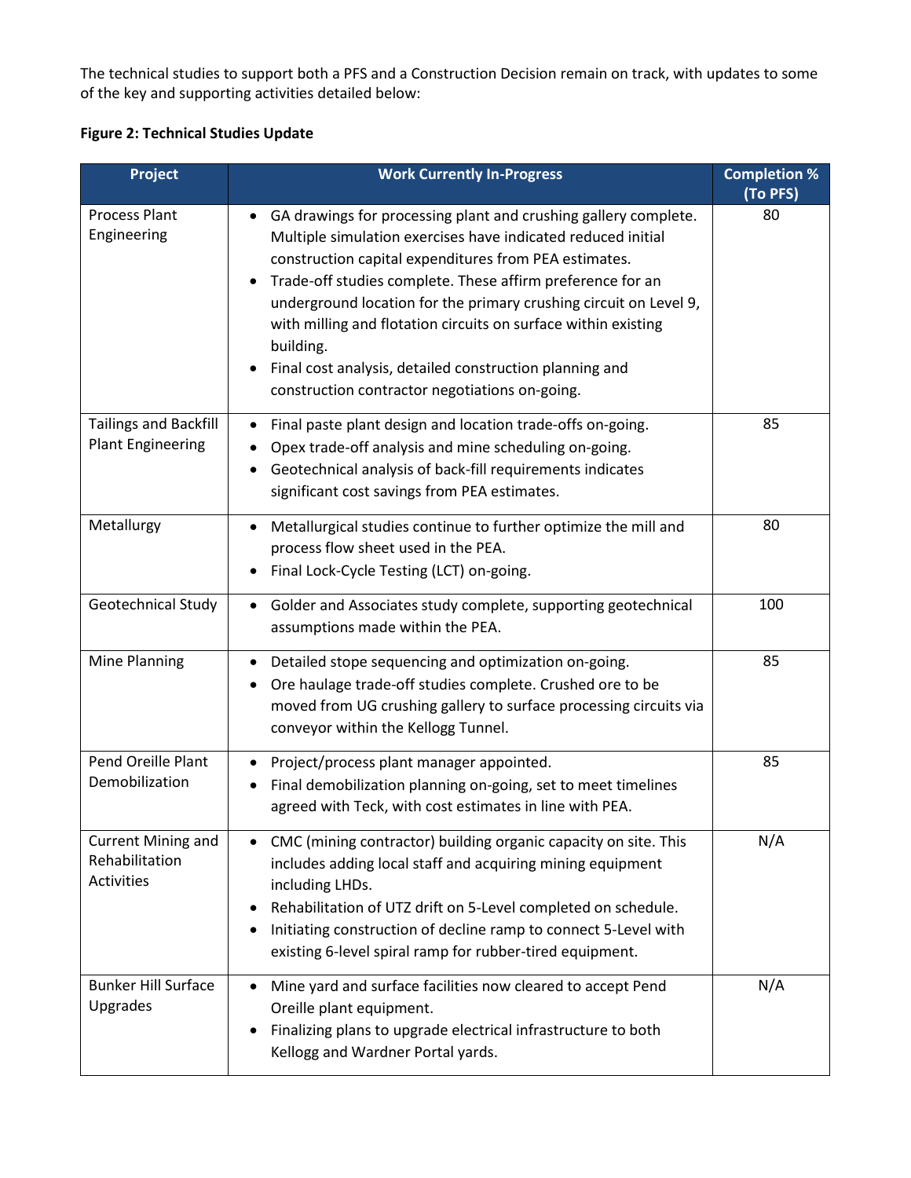The technical studies to support both a PFS and a Construction Decision remain on track, with updates to some of the key and supporting activities detailed below:

**Figure 2: Technical Studies Update**

| Project | Work Currently In-Progress | Completion % (To PFS) |
|---|---|---|
| Process Plant Engineering | • GA drawings for processing plant and crushing gallery complete. Multiple simulation exercises have indicated reduced initial construction capital expenditures from PEA estimates.<br>• Trade-off studies complete. These affirm preference for an underground location for the primary crushing circuit on Level 9, with milling and flotation circuits on surface within existing building.<br>• Final cost analysis, detailed construction planning and construction contractor negotiations on-going. | 80 |
| Tailings and Backfill Plant Engineering | • Final paste plant design and location trade-offs on-going.<br>• Opex trade-off analysis and mine scheduling on-going.<br>• Geotechnical analysis of back-fill requirements indicates significant cost savings from PEA estimates. | 85 |
| Metallurgy | • Metallurgical studies continue to further optimize the mill and process flow sheet used in the PEA.<br>• Final Lock-Cycle Testing (LCT) on-going. | 80 |
| Geotechnical Study | • Golder and Associates study complete, supporting geotechnical assumptions made within the PEA. | 100 |
| Mine Planning | • Detailed stope sequencing and optimization on-going.<br>• Ore haulage trade-off studies complete. Crushed ore to be moved from UG crushing gallery to surface processing circuits via conveyor within the Kellogg Tunnel. | 85 |
| Pend Oreille Plant Demobilization | • Project/process plant manager appointed.<br>• Final demobilization planning on-going, set to meet timelines agreed with Teck, with cost estimates in line with PEA. | 85 |
| Current Mining and Rehabilitation Activities | • CMC (mining contractor) building organic capacity on site. This includes adding local staff and acquiring mining equipment including LHDs.<br>• Rehabilitation of UTZ drift on 5-Level completed on schedule.<br>• Initiating construction of decline ramp to connect 5-Level with existing 6-level spiral ramp for rubber-tired equipment. | N/A |
| Bunker Hill Surface Upgrades | • Mine yard and surface facilities now cleared to accept Pend Oreille plant equipment.<br>• Finalizing plans to upgrade electrical infrastructure to both Kellogg and Wardner Portal yards. | N/A |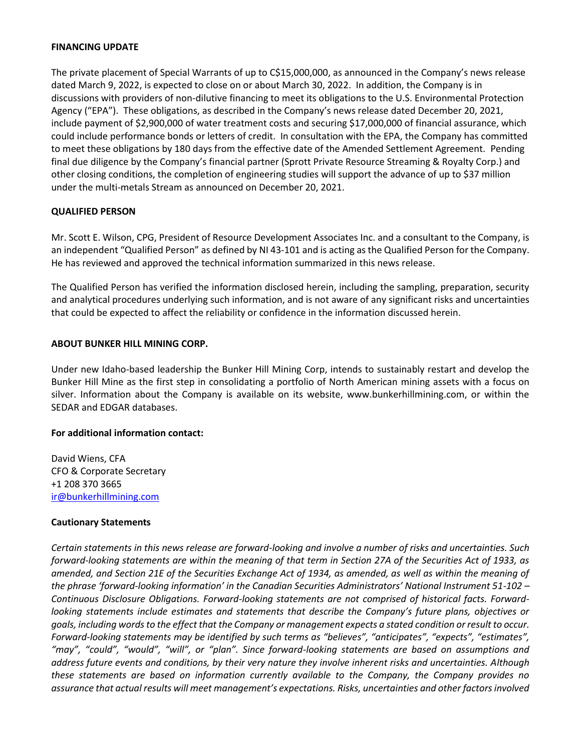**FINANCING UPDATE**

The private placement of Special Warrants of up to C$15,000,000, as announced in the Company's news release dated March 9, 2022, is expected to close on or about March 30, 2022. In addition, the Company is in discussions with providers of non-dilutive financing to meet its obligations to the U.S. Environmental Protection Agency ("EPA"). These obligations, as described in the Company's news release dated December 20, 2021, include payment of $2,900,000 of water treatment costs and securing $17,000,000 of financial assurance, which could include performance bonds or letters of credit. In consultation with the EPA, the Company has committed to meet these obligations by 180 days from the effective date of the Amended Settlement Agreement. Pending final due diligence by the Company's financial partner (Sprott Private Resource Streaming & Royalty Corp.) and other closing conditions, the completion of engineering studies will support the advance of up to $37 million under the multi-metals Stream as announced on December 20, 2021.

**QUALIFIED PERSON**

Mr. Scott E. Wilson, CPG, President of Resource Development Associates Inc. and a consultant to the Company, is an independent "Qualified Person" as defined by NI 43-101 and is acting as the Qualified Person for the Company. He has reviewed and approved the technical information summarized in this news release.

The Qualified Person has verified the information disclosed herein, including the sampling, preparation, security and analytical procedures underlying such information, and is not aware of any significant risks and uncertainties that could be expected to affect the reliability or confidence in the information discussed herein.

**ABOUT BUNKER HILL MINING CORP.**

Under new Idaho-based leadership the Bunker Hill Mining Corp, intends to sustainably restart and develop the Bunker Hill Mine as the first step in consolidating a portfolio of North American mining assets with a focus on silver. Information about the Company is available on its website, www.bunkerhillmining.com, or within the SEDAR and EDGAR databases.

**For additional information contact:**

David Wiens, CFA
CFO & Corporate Secretary
+1 208 370 3665
ir@bunkerhillmining.com

**Cautionary Statements**

*Certain statements in this news release are forward-looking and involve a number of risks and uncertainties. Such forward-looking statements are within the meaning of that term in Section 27A of the Securities Act of 1933, as amended, and Section 21E of the Securities Exchange Act of 1934, as amended, as well as within the meaning of the phrase 'forward-looking information' in the Canadian Securities Administrators' National Instrument 51-102 – Continuous Disclosure Obligations. Forward-looking statements are not comprised of historical facts. Forward-looking statements include estimates and statements that describe the Company's future plans, objectives or goals, including words to the effect that the Company or management expects a stated condition or result to occur. Forward-looking statements may be identified by such terms as "believes", "anticipates", "expects", "estimates", "may", "could", "would", "will", or "plan". Since forward-looking statements are based on assumptions and address future events and conditions, by their very nature they involve inherent risks and uncertainties. Although these statements are based on information currently available to the Company, the Company provides no assurance that actual results will meet management's expectations. Risks, uncertainties and other factors involved*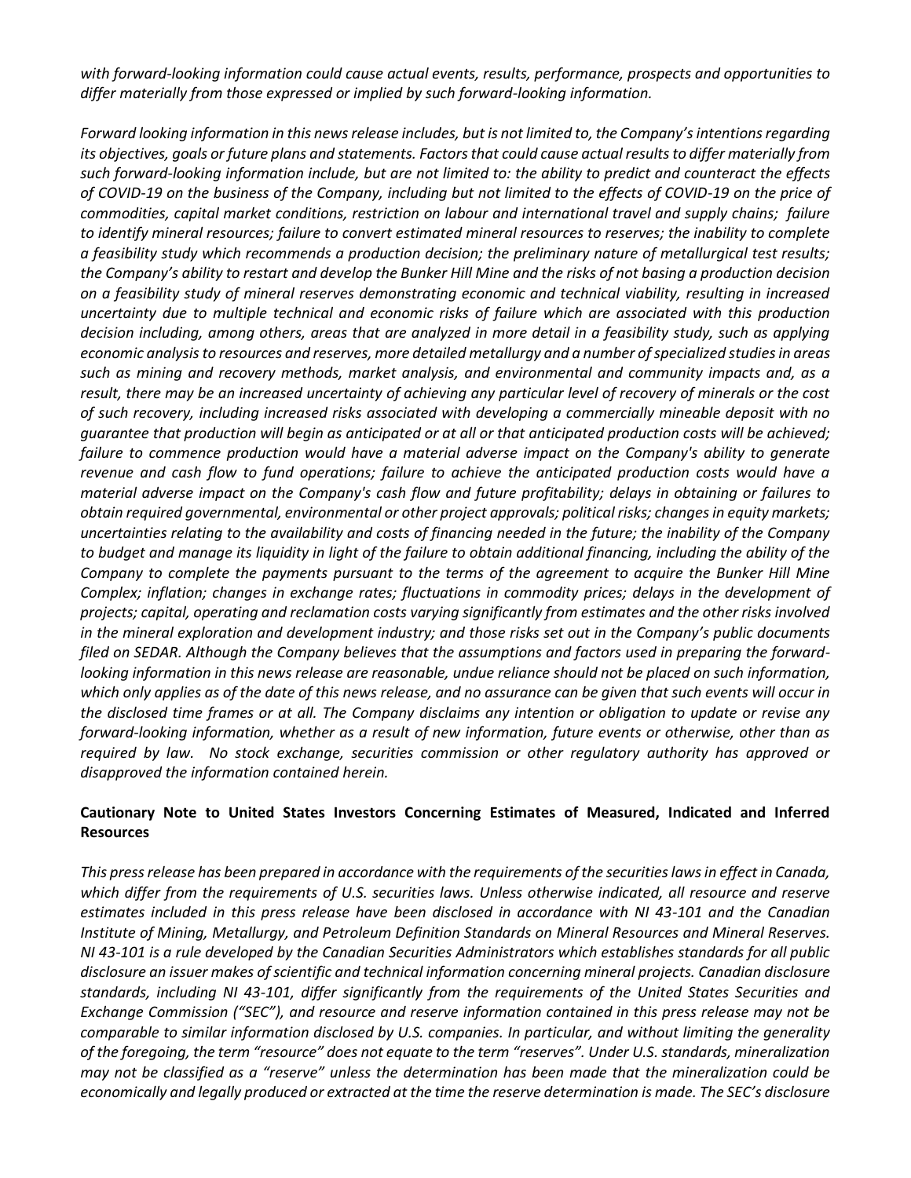*with forward-looking information could cause actual events, results, performance, prospects and opportunities to differ materially from those expressed or implied by such forward-looking information.*

*Forward looking information in this news release includes, but is not limited to, the Company's intentions regarding its objectives, goals or future plans and statements. Factors that could cause actual results to differ materially from such forward-looking information include, but are not limited to: the ability to predict and counteract the effects of COVID-19 on the business of the Company, including but not limited to the effects of COVID-19 on the price of commodities, capital market conditions, restriction on labour and international travel and supply chains; failure to identify mineral resources; failure to convert estimated mineral resources to reserves; the inability to complete a feasibility study which recommends a production decision; the preliminary nature of metallurgical test results; the Company's ability to restart and develop the Bunker Hill Mine and the risks of not basing a production decision on a feasibility study of mineral reserves demonstrating economic and technical viability, resulting in increased uncertainty due to multiple technical and economic risks of failure which are associated with this production decision including, among others, areas that are analyzed in more detail in a feasibility study, such as applying economic analysis to resources and reserves, more detailed metallurgy and a number of specialized studies in areas such as mining and recovery methods, market analysis, and environmental and community impacts and, as a result, there may be an increased uncertainty of achieving any particular level of recovery of minerals or the cost of such recovery, including increased risks associated with developing a commercially mineable deposit with no guarantee that production will begin as anticipated or at all or that anticipated production costs will be achieved; failure to commence production would have a material adverse impact on the Company's ability to generate revenue and cash flow to fund operations; failure to achieve the anticipated production costs would have a material adverse impact on the Company's cash flow and future profitability; delays in obtaining or failures to obtain required governmental, environmental or other project approvals; political risks; changes in equity markets; uncertainties relating to the availability and costs of financing needed in the future; the inability of the Company to budget and manage its liquidity in light of the failure to obtain additional financing, including the ability of the Company to complete the payments pursuant to the terms of the agreement to acquire the Bunker Hill Mine Complex; inflation; changes in exchange rates; fluctuations in commodity prices; delays in the development of projects; capital, operating and reclamation costs varying significantly from estimates and the other risks involved in the mineral exploration and development industry; and those risks set out in the Company's public documents filed on SEDAR. Although the Company believes that the assumptions and factors used in preparing the forward-looking information in this news release are reasonable, undue reliance should not be placed on such information, which only applies as of the date of this news release, and no assurance can be given that such events will occur in the disclosed time frames or at all. The Company disclaims any intention or obligation to update or revise any forward-looking information, whether as a result of new information, future events or otherwise, other than as required by law. No stock exchange, securities commission or other regulatory authority has approved or disapproved the information contained herein.*

**Cautionary Note to United States Investors Concerning Estimates of Measured, Indicated and Inferred Resources**

*This press release has been prepared in accordance with the requirements of the securities laws in effect in Canada, which differ from the requirements of U.S. securities laws. Unless otherwise indicated, all resource and reserve estimates included in this press release have been disclosed in accordance with NI 43-101 and the Canadian Institute of Mining, Metallurgy, and Petroleum Definition Standards on Mineral Resources and Mineral Reserves. NI 43-101 is a rule developed by the Canadian Securities Administrators which establishes standards for all public disclosure an issuer makes of scientific and technical information concerning mineral projects. Canadian disclosure standards, including NI 43-101, differ significantly from the requirements of the United States Securities and Exchange Commission ("SEC"), and resource and reserve information contained in this press release may not be comparable to similar information disclosed by U.S. companies. In particular, and without limiting the generality of the foregoing, the term "resource" does not equate to the term "reserves". Under U.S. standards, mineralization may not be classified as a "reserve" unless the determination has been made that the mineralization could be economically and legally produced or extracted at the time the reserve determination is made. The SEC's disclosure*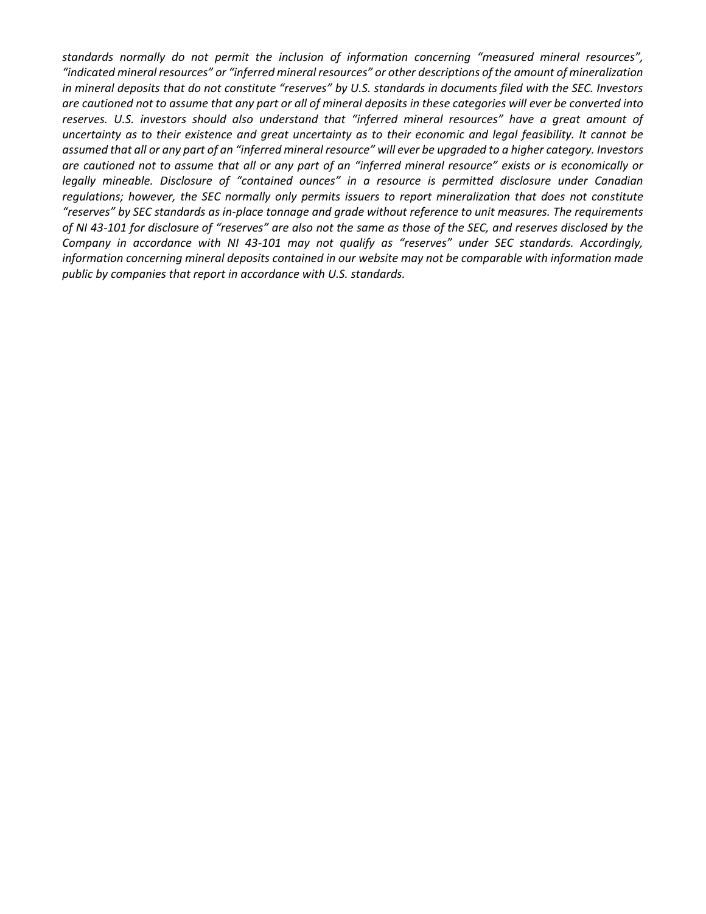*standards normally do not permit the inclusion of information concerning "measured mineral resources", "indicated mineral resources" or "inferred mineral resources" or other descriptions of the amount of mineralization in mineral deposits that do not constitute "reserves" by U.S. standards in documents filed with the SEC. Investors are cautioned not to assume that any part or all of mineral deposits in these categories will ever be converted into reserves. U.S. investors should also understand that "inferred mineral resources" have a great amount of uncertainty as to their existence and great uncertainty as to their economic and legal feasibility. It cannot be assumed that all or any part of an "inferred mineral resource" will ever be upgraded to a higher category. Investors are cautioned not to assume that all or any part of an "inferred mineral resource" exists or is economically or legally mineable. Disclosure of "contained ounces" in a resource is permitted disclosure under Canadian regulations; however, the SEC normally only permits issuers to report mineralization that does not constitute "reserves" by SEC standards as in-place tonnage and grade without reference to unit measures. The requirements of NI 43-101 for disclosure of "reserves" are also not the same as those of the SEC, and reserves disclosed by the Company in accordance with NI 43-101 may not qualify as "reserves" under SEC standards. Accordingly, information concerning mineral deposits contained in our website may not be comparable with information made public by companies that report in accordance with U.S. standards.*